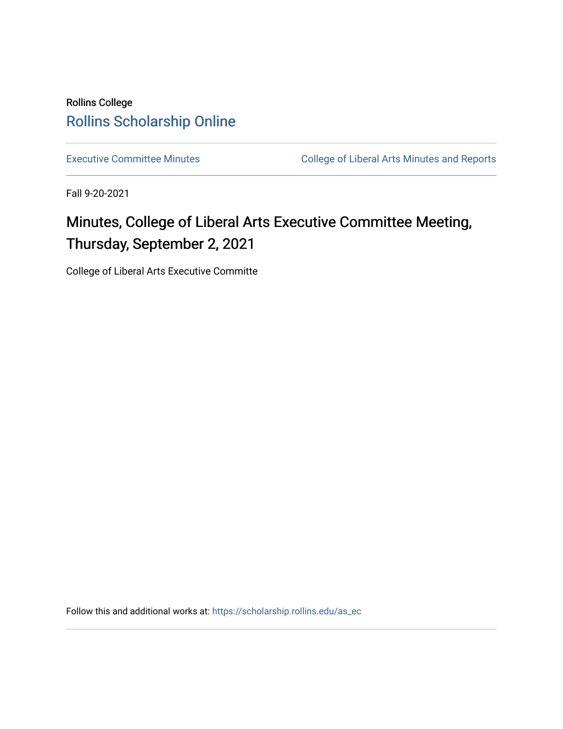Rollins College

Rollins Scholarship Online

Executive Committee Minutes

College of Liberal Arts Minutes and Reports

Fall 9-20-2021

# Minutes, College of Liberal Arts Executive Committee Meeting, Thursday, September 2, 2021

College of Liberal Arts Executive Committe

Follow this and additional works at: https://scholarship.rollins.edu/as_ec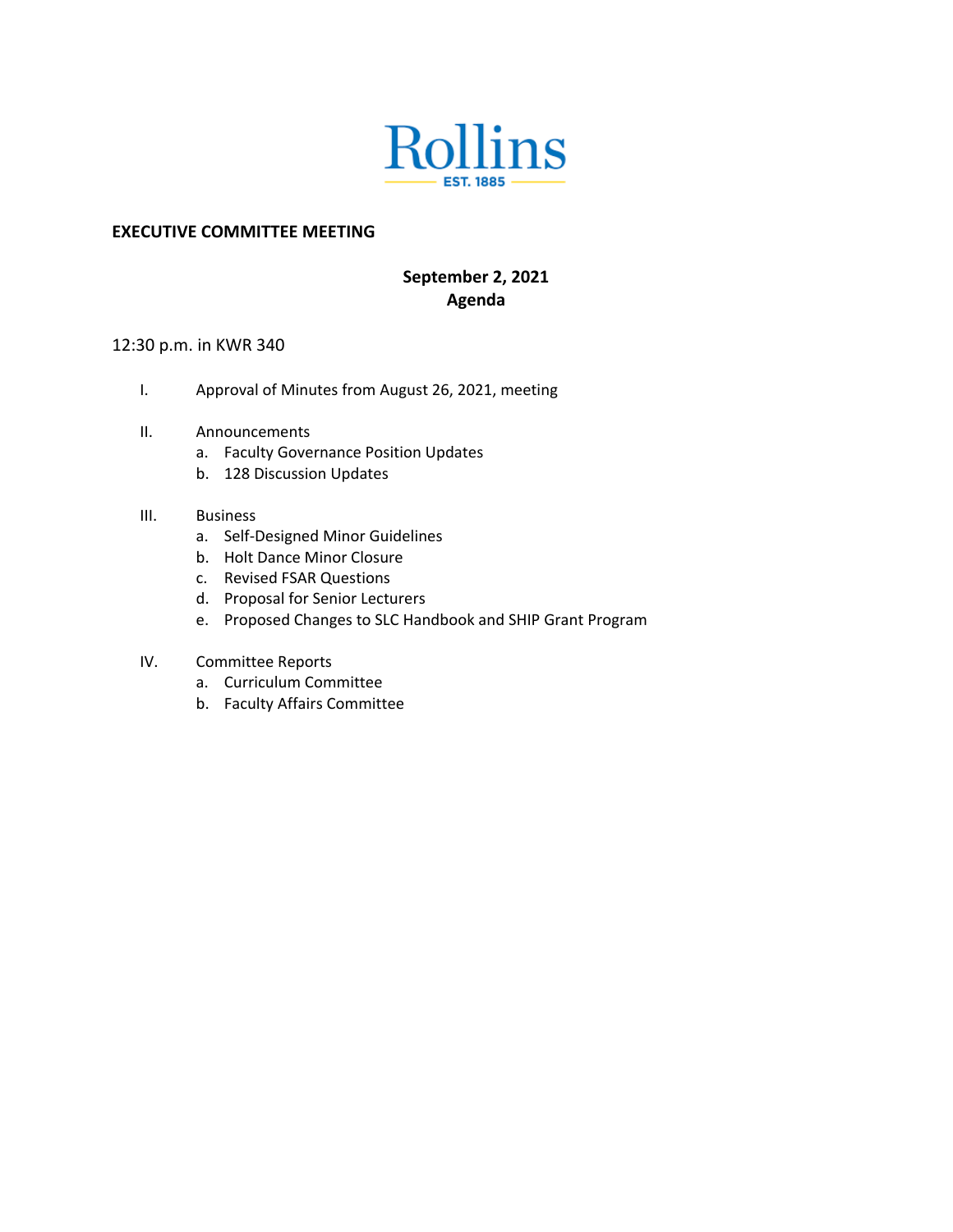Rollins

EST. 1885

**EXECUTIVE COMMITTEE MEETING**

**September 2, 2021**
**Agenda**

12:30 p.m. in KWR 340

I. Approval of Minutes from August 26, 2021, meeting

II. Announcements
   a. Faculty Governance Position Updates
   b. 128 Discussion Updates

III. Business
   a. Self-Designed Minor Guidelines
   b. Holt Dance Minor Closure
   c. Revised FSAR Questions
   d. Proposal for Senior Lecturers
   e. Proposed Changes to SLC Handbook and SHIP Grant Program

IV. Committee Reports
   a. Curriculum Committee
   b. Faculty Affairs Committee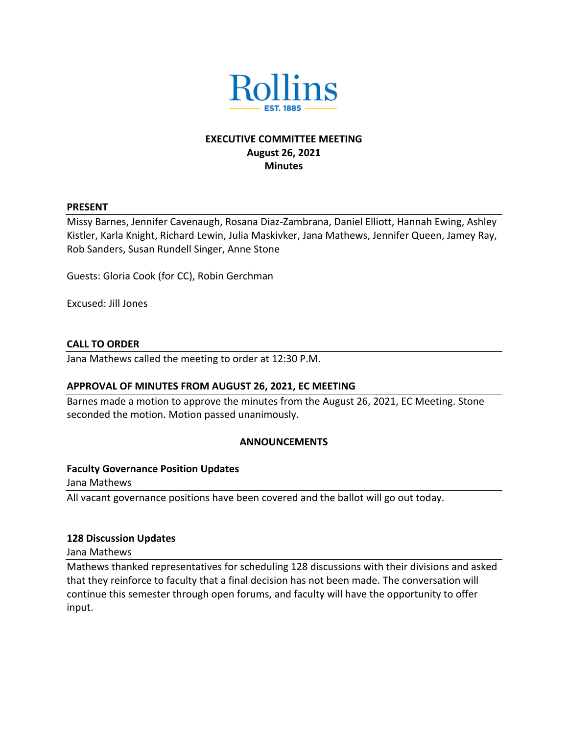Rollins

EST. 1885

# EXECUTIVE COMMITTEE MEETING
## August 26, 2021
## Minutes

**PRESENT**

Missy Barnes, Jennifer Cavenaugh, Rosana Diaz-Zambrana, Daniel Elliott, Hannah Ewing, Ashley Kistler, Karla Knight, Richard Lewin, Julia Maskivker, Jana Mathews, Jennifer Queen, Jamey Ray, Rob Sanders, Susan Rundell Singer, Anne Stone

Guests: Gloria Cook (for CC), Robin Gerchman

Excused: Jill Jones

**CALL TO ORDER**

Jana Mathews called the meeting to order at 12:30 P.M.

**APPROVAL OF MINUTES FROM AUGUST 26, 2021, EC MEETING**

Barnes made a motion to approve the minutes from the August 26, 2021, EC Meeting. Stone seconded the motion. Motion passed unanimously.

**ANNOUNCEMENTS**

**Faculty Governance Position Updates**

Jana Mathews

All vacant governance positions have been covered and the ballot will go out today.

**128 Discussion Updates**

Jana Mathews

Mathews thanked representatives for scheduling 128 discussions with their divisions and asked that they reinforce to faculty that a final decision has not been made. The conversation will continue this semester through open forums, and faculty will have the opportunity to offer input.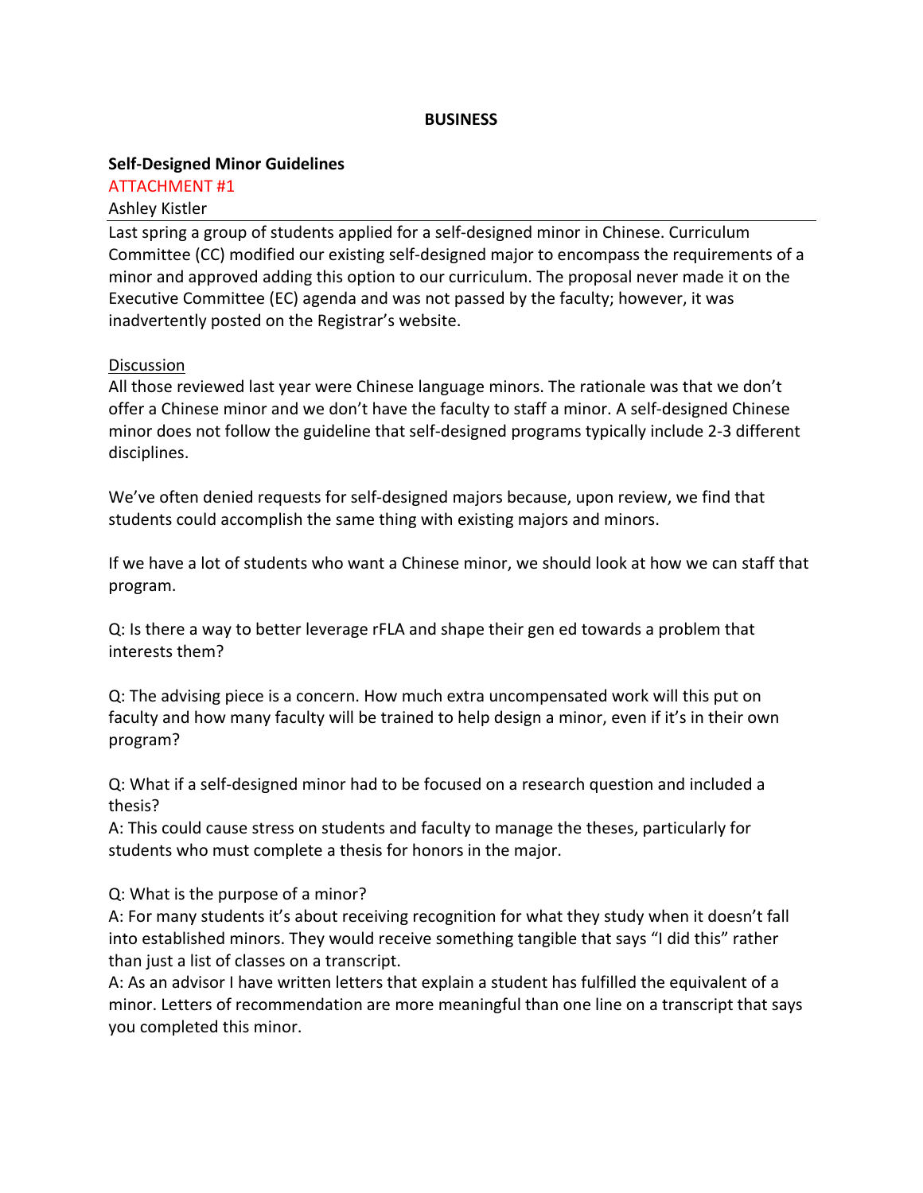## BUSINESS

**Self-Designed Minor Guidelines**
ATTACHMENT #1
Ashley Kistler

Last spring a group of students applied for a self-designed minor in Chinese. Curriculum Committee (CC) modified our existing self-designed major to encompass the requirements of a minor and approved adding this option to our curriculum. The proposal never made it on the Executive Committee (EC) agenda and was not passed by the faculty; however, it was inadvertently posted on the Registrar's website.

Discussion

All those reviewed last year were Chinese language minors. The rationale was that we don't offer a Chinese minor and we don't have the faculty to staff a minor. A self-designed Chinese minor does not follow the guideline that self-designed programs typically include 2-3 different disciplines.

We've often denied requests for self-designed majors because, upon review, we find that students could accomplish the same thing with existing majors and minors.

If we have a lot of students who want a Chinese minor, we should look at how we can staff that program.

Q: Is there a way to better leverage rFLA and shape their gen ed towards a problem that interests them?

Q: The advising piece is a concern. How much extra uncompensated work will this put on faculty and how many faculty will be trained to help design a minor, even if it's in their own program?

Q: What if a self-designed minor had to be focused on a research question and included a thesis?
A: This could cause stress on students and faculty to manage the theses, particularly for students who must complete a thesis for honors in the major.

Q: What is the purpose of a minor?
A: For many students it's about receiving recognition for what they study when it doesn't fall into established minors. They would receive something tangible that says "I did this" rather than just a list of classes on a transcript.
A: As an advisor I have written letters that explain a student has fulfilled the equivalent of a minor. Letters of recommendation are more meaningful than one line on a transcript that says you completed this minor.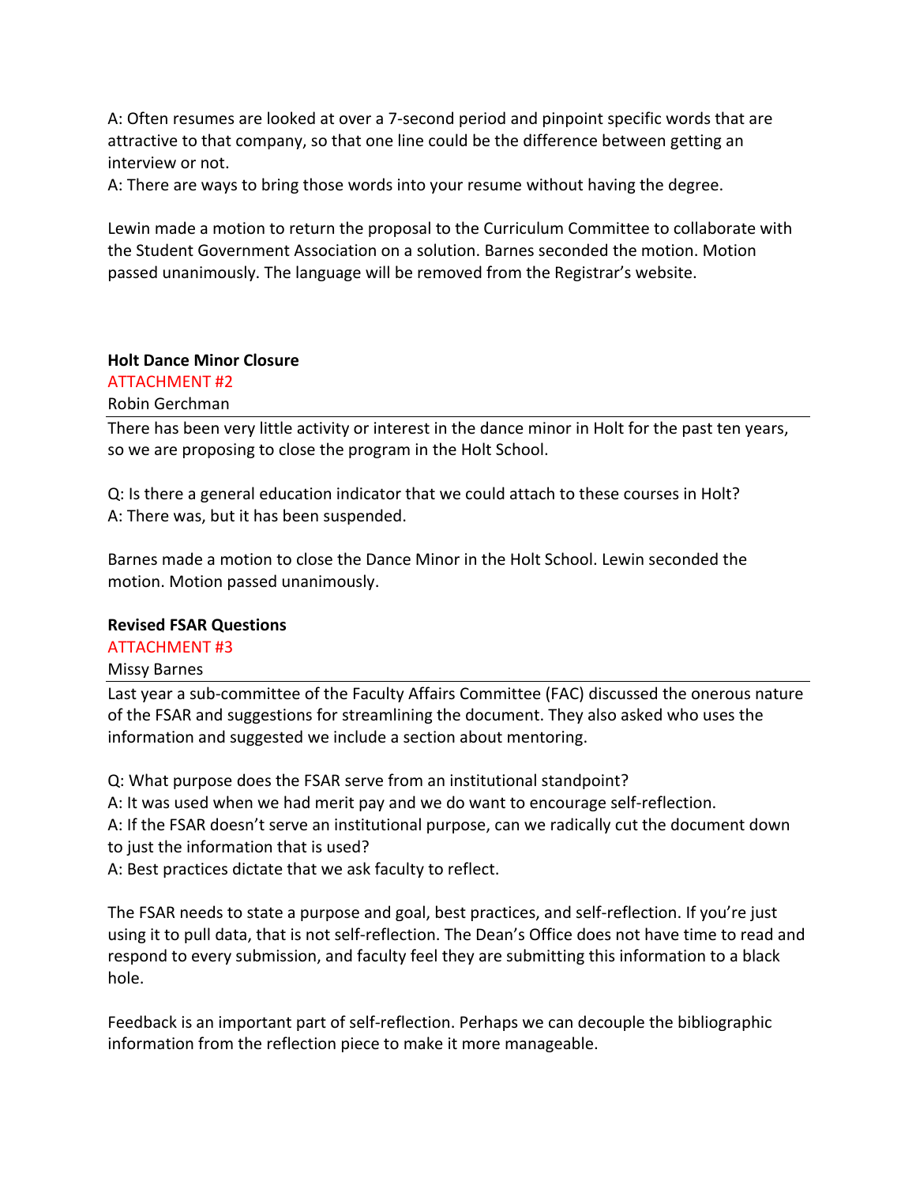A: Often resumes are looked at over a 7-second period and pinpoint specific words that are attractive to that company, so that one line could be the difference between getting an interview or not.

A: There are ways to bring those words into your resume without having the degree.

Lewin made a motion to return the proposal to the Curriculum Committee to collaborate with the Student Government Association on a solution. Barnes seconded the motion. Motion passed unanimously. The language will be removed from the Registrar's website.

**Holt Dance Minor Closure**

ATTACHMENT #2

Robin Gerchman

There has been very little activity or interest in the dance minor in Holt for the past ten years, so we are proposing to close the program in the Holt School.

Q: Is there a general education indicator that we could attach to these courses in Holt?

A: There was, but it has been suspended.

Barnes made a motion to close the Dance Minor in the Holt School. Lewin seconded the motion. Motion passed unanimously.

**Revised FSAR Questions**

ATTACHMENT #3

Missy Barnes

Last year a sub-committee of the Faculty Affairs Committee (FAC) discussed the onerous nature of the FSAR and suggestions for streamlining the document. They also asked who uses the information and suggested we include a section about mentoring.

Q: What purpose does the FSAR serve from an institutional standpoint?

A: It was used when we had merit pay and we do want to encourage self-reflection.

A: If the FSAR doesn't serve an institutional purpose, can we radically cut the document down to just the information that is used?

A: Best practices dictate that we ask faculty to reflect.

The FSAR needs to state a purpose and goal, best practices, and self-reflection. If you're just using it to pull data, that is not self-reflection. The Dean's Office does not have time to read and respond to every submission, and faculty feel they are submitting this information to a black hole.

Feedback is an important part of self-reflection. Perhaps we can decouple the bibliographic information from the reflection piece to make it more manageable.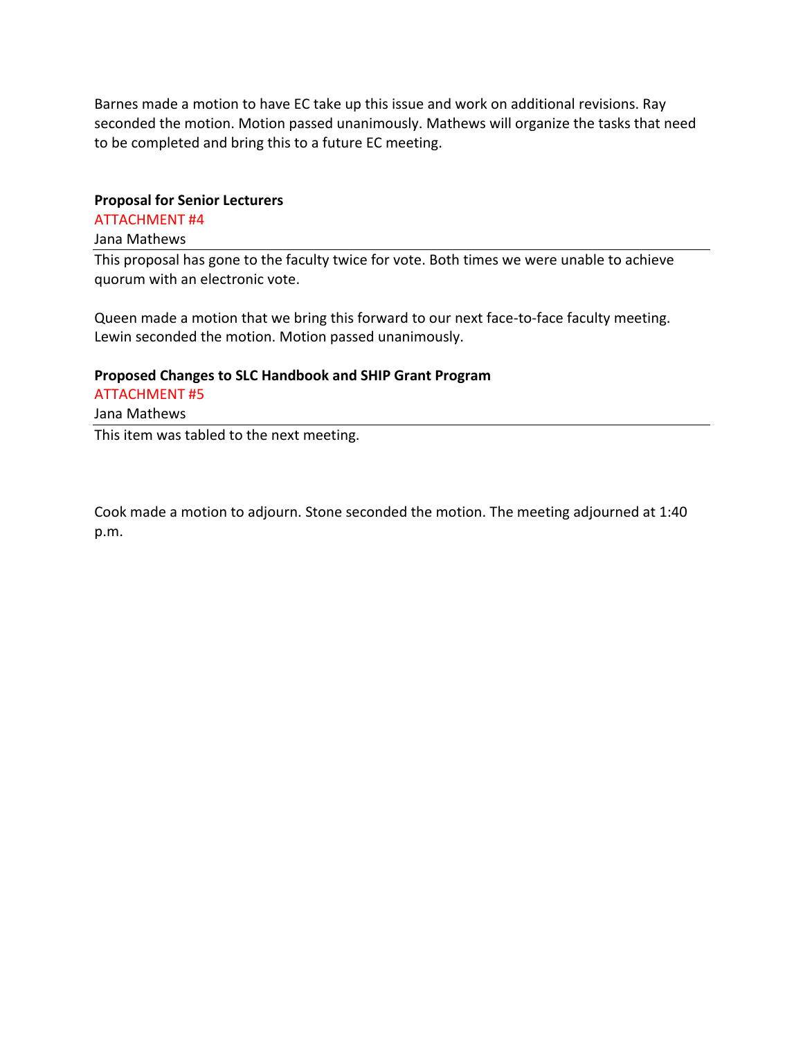Barnes made a motion to have EC take up this issue and work on additional revisions. Ray seconded the motion. Motion passed unanimously. Mathews will organize the tasks that need to be completed and bring this to a future EC meeting.

**Proposal for Senior Lecturers**

ATTACHMENT #4

Jana Mathews

---

This proposal has gone to the faculty twice for vote. Both times we were unable to achieve quorum with an electronic vote.

Queen made a motion that we bring this forward to our next face-to-face faculty meeting. Lewin seconded the motion. Motion passed unanimously.

**Proposed Changes to SLC Handbook and SHIP Grant Program**

ATTACHMENT #5

Jana Mathews

---

This item was tabled to the next meeting.

Cook made a motion to adjourn. Stone seconded the motion. The meeting adjourned at 1:40 p.m.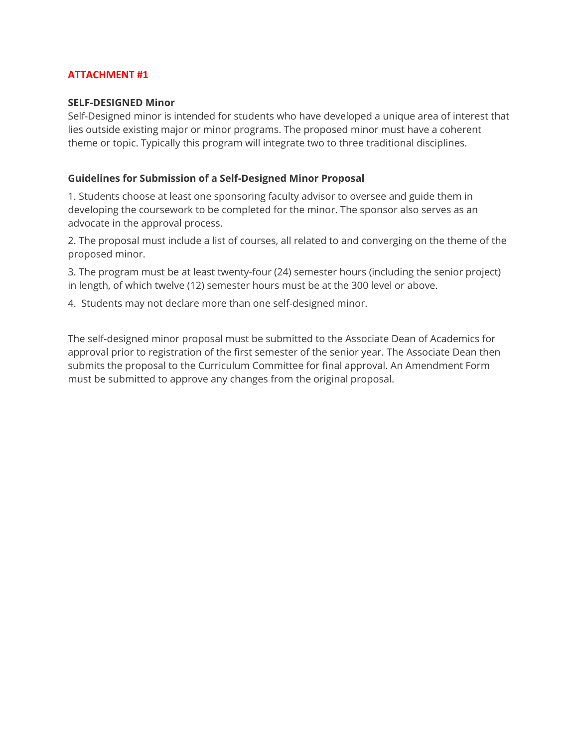**ATTACHMENT #1**

**SELF-DESIGNED Minor**

Self-Designed minor is intended for students who have developed a unique area of interest that lies outside existing major or minor programs. The proposed minor must have a coherent theme or topic. Typically this program will integrate two to three traditional disciplines.

**Guidelines for Submission of a Self-Designed Minor Proposal**

1. Students choose at least one sponsoring faculty advisor to oversee and guide them in developing the coursework to be completed for the minor. The sponsor also serves as an advocate in the approval process.
2. The proposal must include a list of courses, all related to and converging on the theme of the proposed minor.
3. The program must be at least twenty-four (24) semester hours (including the senior project) in length, of which twelve (12) semester hours must be at the 300 level or above.
4. Students may not declare more than one self-designed minor.

The self-designed minor proposal must be submitted to the Associate Dean of Academics for approval prior to registration of the first semester of the senior year. The Associate Dean then submits the proposal to the Curriculum Committee for final approval. An Amendment Form must be submitted to approve any changes from the original proposal.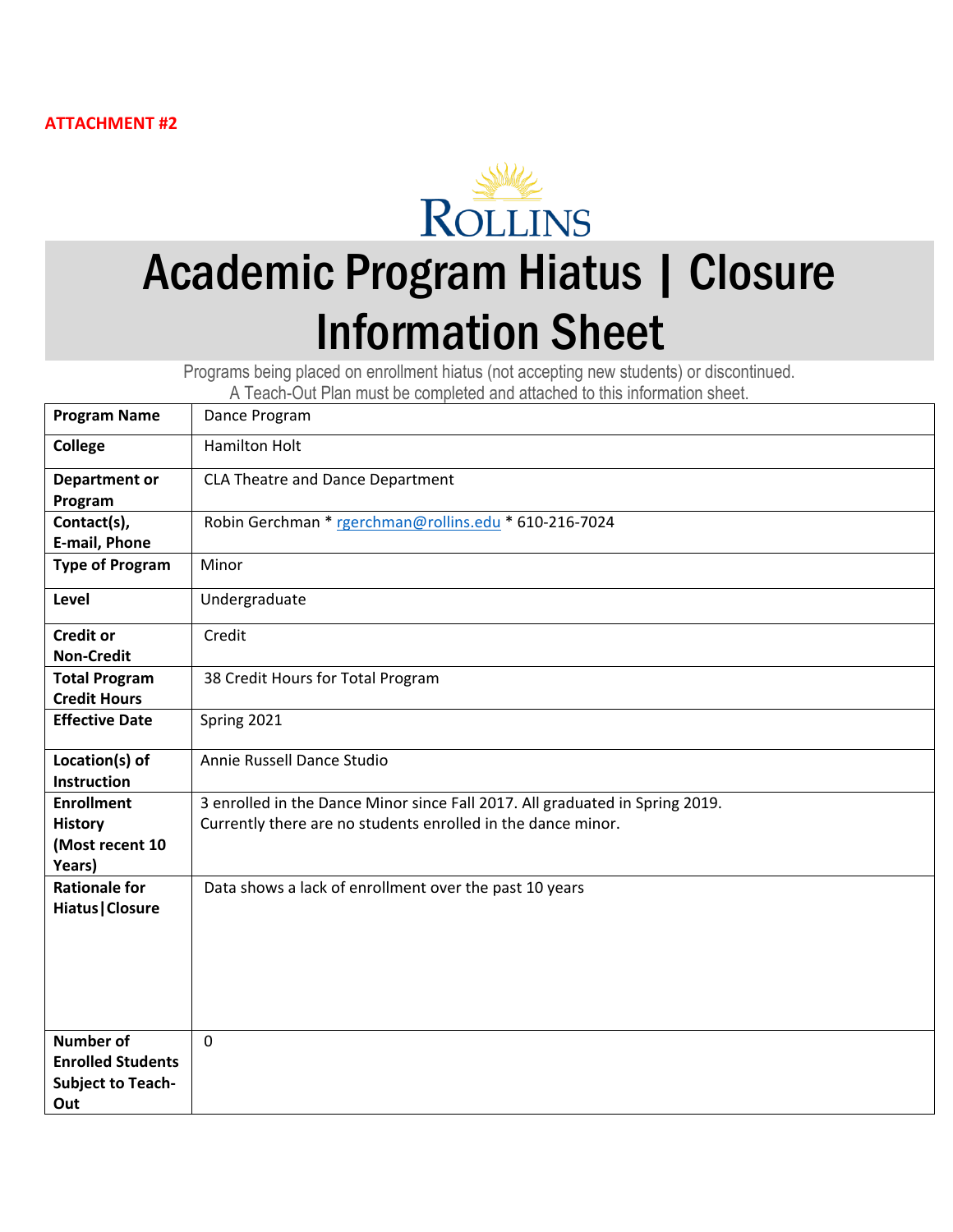**ATTACHMENT #2**

ROLLINS

# Academic Program Hiatus | Closure Information Sheet

Programs being placed on enrollment hiatus (not accepting new students) or discontinued.
A Teach-Out Plan must be completed and attached to this information sheet.

| | |
|---|---|
| **Program Name** | Dance Program |
| **College** | Hamilton Holt |
| **Department or Program** | CLA Theatre and Dance Department |
| **Contact(s), E-mail, Phone** | Robin Gerchman * rgerchman@rollins.edu * 610-216-7024 |
| **Type of Program** | Minor |
| **Level** | Undergraduate |
| **Credit or Non-Credit** | Credit |
| **Total Program Credit Hours** | 38 Credit Hours for Total Program |
| **Effective Date** | Spring 2021 |
| **Location(s) of Instruction** | Annie Russell Dance Studio |
| **Enrollment History (Most recent 10 Years)** | 3 enrolled in the Dance Minor since Fall 2017. All graduated in Spring 2019. Currently there are no students enrolled in the dance minor. |
| **Rationale for Hiatus\|Closure** | Data shows a lack of enrollment over the past 10 years |
| **Number of Enrolled Students Subject to Teach-Out** | 0 |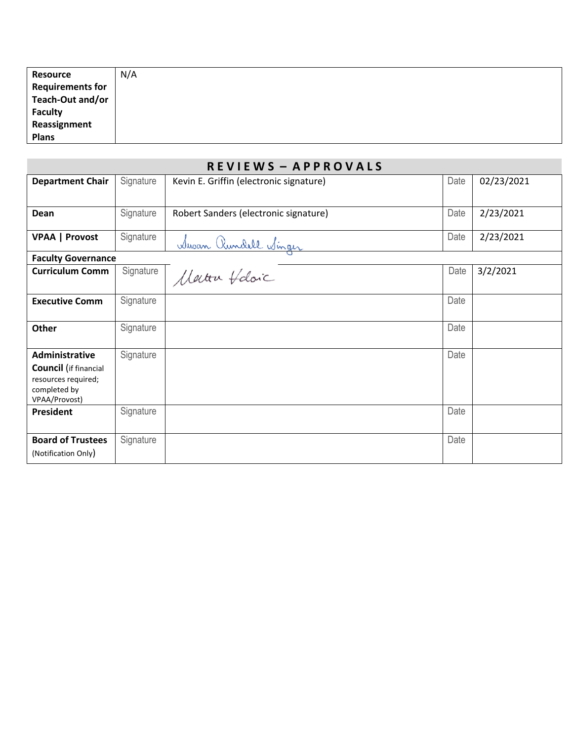| Resource Requirements for Teach-Out and/or Faculty Reassignment Plans | N/A |
|---|---|

## R E V I E W S – A P P R O V A L S

| | | | | |
|---|---|---|---|---|
| **Department Chair** | Signature | Kevin E. Griffin (electronic signature) | Date | 02/23/2021 |
| **Dean** | Signature | Robert Sanders (electronic signature) | Date | 2/23/2021 |
| **VPAA \| Provost** | Signature | Susan Rundell Singer | Date | 2/23/2021 |
| **Faculty Governance** | | | | |
| **Curriculum Comm** | Signature | Marta Vdovic | Date | 3/2/2021 |
| **Executive Comm** | Signature | | Date | |
| **Other** | Signature | | Date | |
| **Administrative Council** (if financial resources required; completed by VPAA/Provost) | Signature | | Date | |
| **President** | Signature | | Date | |
| **Board of Trustees** (Notification Only) | Signature | | Date | |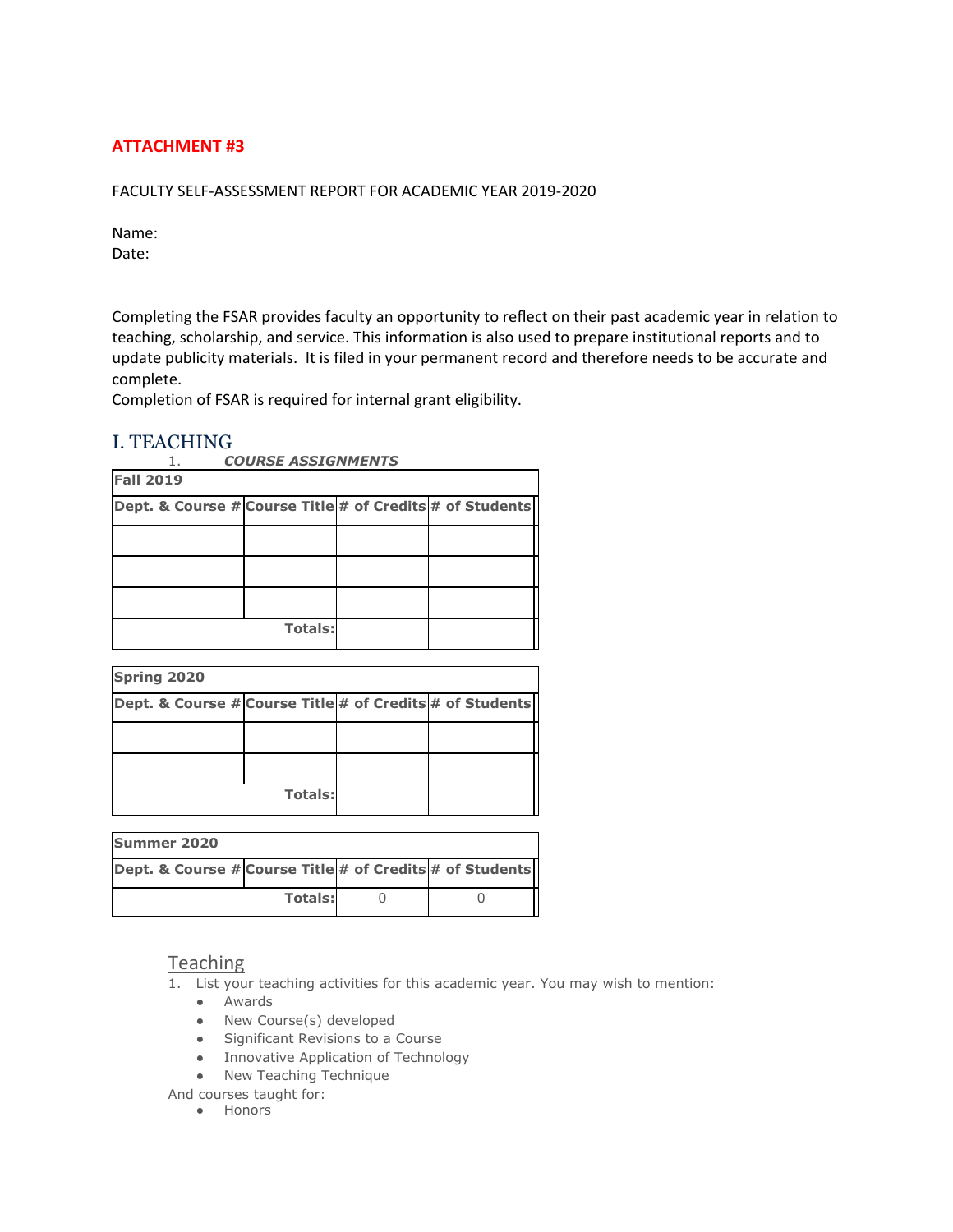**ATTACHMENT #3**

FACULTY SELF-ASSESSMENT REPORT FOR ACADEMIC YEAR 2019-2020

Name:
Date:

Completing the FSAR provides faculty an opportunity to reflect on their past academic year in relation to teaching, scholarship, and service. This information is also used to prepare institutional reports and to update publicity materials. It is filed in your permanent record and therefore needs to be accurate and complete.
Completion of FSAR is required for internal grant eligibility.

# I. TEACHING

1. ***COURSE ASSIGNMENTS***

| **Fall 2019** | | | |
|---|---|---|---|
| **Dept. & Course #** | **Course Title** | **# of Credits** | **# of Students** |
| | | | |
| | | | |
| | | | |
| | **Totals:** | | |

| **Spring 2020** | | | |
|---|---|---|---|
| **Dept. & Course #** | **Course Title** | **# of Credits** | **# of Students** |
| | | | |
| | | | |
| | **Totals:** | | |

| **Summer 2020** | | | |
|---|---|---|---|
| **Dept. & Course #** | **Course Title** | **# of Credits** | **# of Students** |
| | **Totals:** | 0 | 0 |

## Teaching

1. List your teaching activities for this academic year. You may wish to mention:
   - Awards
   - New Course(s) developed
   - Significant Revisions to a Course
   - Innovative Application of Technology
   - New Teaching Technique

And courses taught for:

- Honors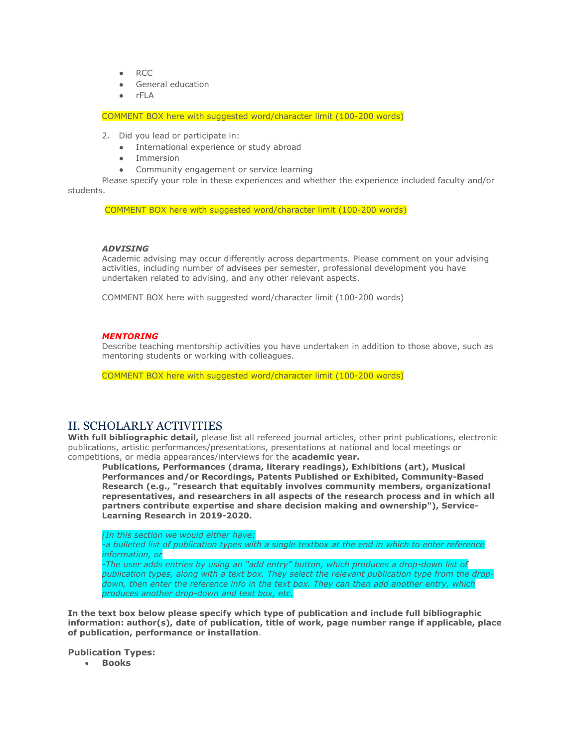- RCC
- General education
- rFLA

COMMENT BOX here with suggested word/character limit (100-200 words)

2. Did you lead or participate in:
   - International experience or study abroad
   - Immersion
   - Community engagement or service learning

Please specify your role in these experiences and whether the experience included faculty and/or students.

COMMENT BOX here with suggested word/character limit (100-200 words)

***ADVISING***

Academic advising may occur differently across departments. Please comment on your advising activities, including number of advisees per semester, professional development you have undertaken related to advising, and any other relevant aspects.

COMMENT BOX here with suggested word/character limit (100-200 words)

***MENTORING***

Describe teaching mentorship activities you have undertaken in addition to those above, such as mentoring students or working with colleagues.

COMMENT BOX here with suggested word/character limit (100-200 words)

## II. SCHOLARLY ACTIVITIES

**With full bibliographic detail,** please list all refereed journal articles, other print publications, electronic publications, artistic performances/presentations, presentations at national and local meetings or competitions, or media appearances/interviews for the **academic year.**

**Publications, Performances (drama, literary readings), Exhibitions (art), Musical Performances and/or Recordings, Patents Published or Exhibited, Community-Based Research (e.g., "research that equitably involves community members, organizational representatives, and researchers in all aspects of the research process and in which all partners contribute expertise and share decision making and ownership"), Service-Learning Research in 2019-2020.**

*[In this section we would either have:*
*-a bulleted list of publication types with a single textbox at the end in which to enter reference information, or*
*-The user adds entries by using an "add entry" button, which produces a drop-down list of publication types, along with a text box. They select the relevant publication type from the drop-down, then enter the reference info in the text box. They can then add another entry, which produces another drop-down and text box, etc.*

**In the text box below please specify which type of publication and include full bibliographic information: author(s), date of publication, title of work, page number range if applicable, place of publication, performance or installation**.

**Publication Types:**

- **Books**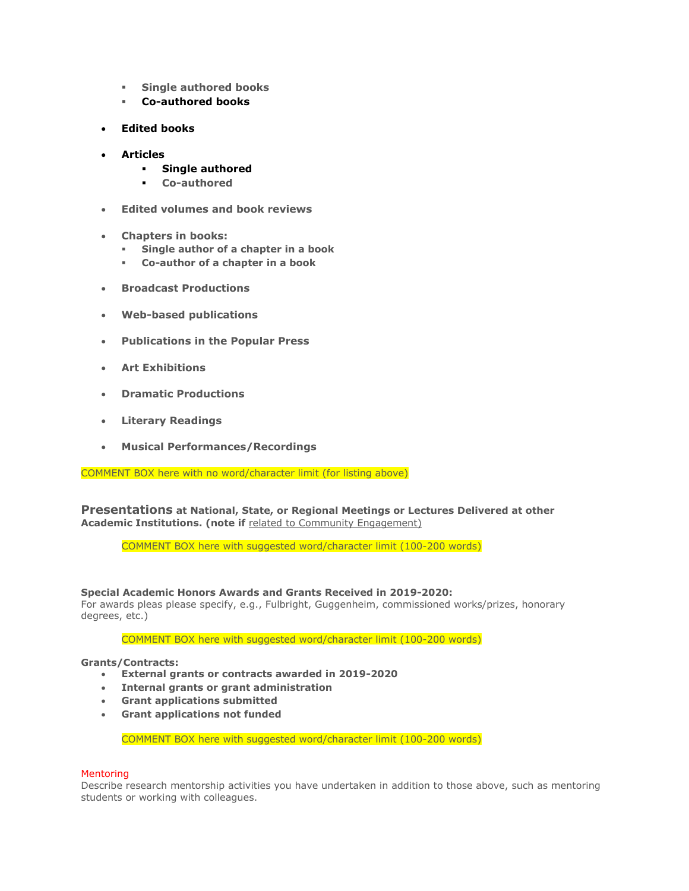- **Single authored books**
    - **Co-authored books**

- **Edited books**

- **Articles**
    - **Single authored**
    - **Co-authored**

- **Edited volumes and book reviews**

- **Chapters in books:**
    - **Single author of a chapter in a book**
    - **Co-author of a chapter in a book**

- **Broadcast Productions**

- **Web-based publications**

- **Publications in the Popular Press**

- **Art Exhibitions**

- **Dramatic Productions**

- **Literary Readings**

- **Musical Performances/Recordings**

COMMENT BOX here with no word/character limit (for listing above)

**Presentations at National, State, or Regional Meetings or Lectures Delivered at other Academic Institutions. (note if** related to Community Engagement)

COMMENT BOX here with suggested word/character limit (100-200 words)

**Special Academic Honors Awards and Grants Received in 2019-2020:**
For awards pleas please specify, e.g., Fulbright, Guggenheim, commissioned works/prizes, honorary degrees, etc.)

COMMENT BOX here with suggested word/character limit (100-200 words)

**Grants/Contracts:**

- **External grants or contracts awarded in 2019-2020**
- **Internal grants or grant administration**
- **Grant applications submitted**
- **Grant applications not funded**

COMMENT BOX here with suggested word/character limit (100-200 words)

Mentoring
Describe research mentorship activities you have undertaken in addition to those above, such as mentoring students or working with colleagues.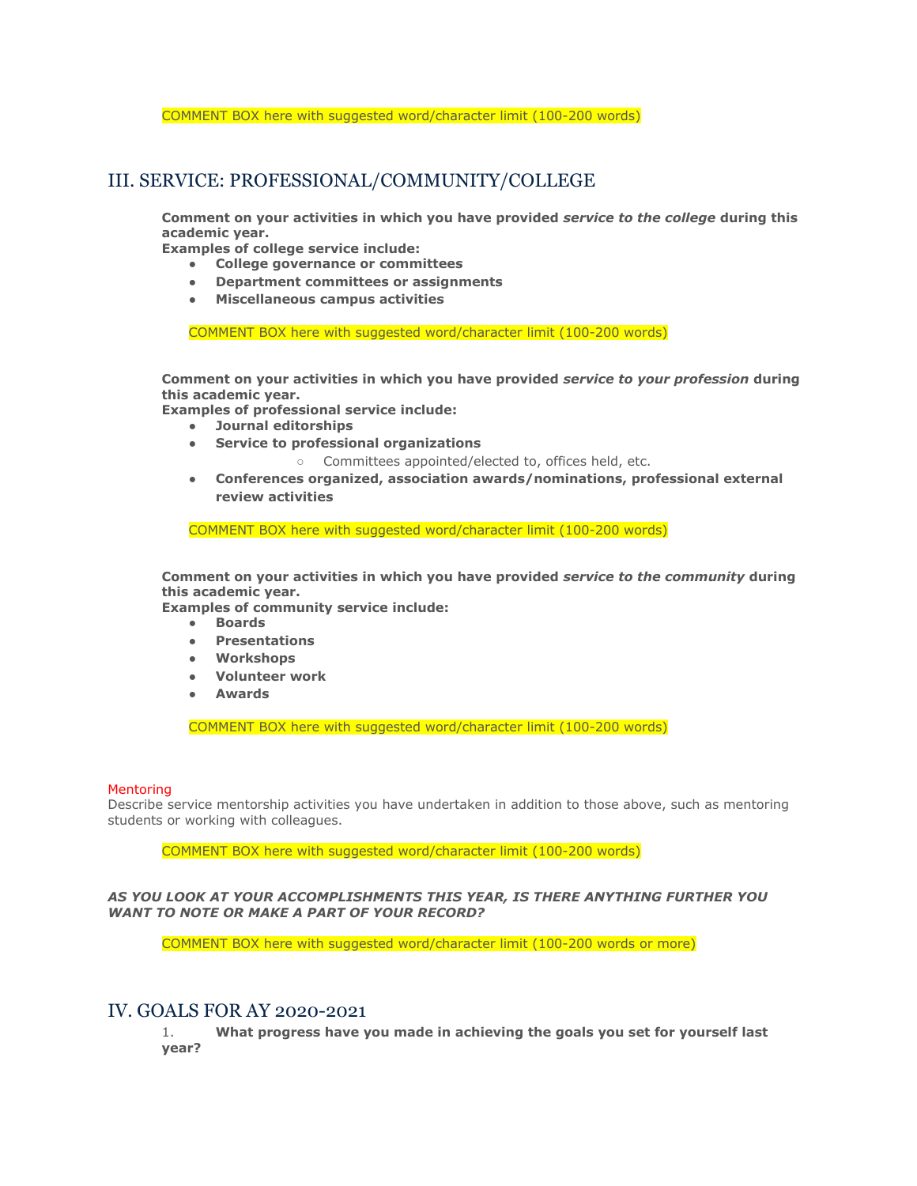COMMENT BOX here with suggested word/character limit (100-200 words)

## III. SERVICE: PROFESSIONAL/COMMUNITY/COLLEGE

**Comment on your activities in which you have provided *service to the college* during this academic year.**
**Examples of college service include:**

- **College governance or committees**
- **Department committees or assignments**
- **Miscellaneous campus activities**

COMMENT BOX here with suggested word/character limit (100-200 words)

**Comment on your activities in which you have provided *service to your profession* during this academic year.**
**Examples of professional service include:**

- **Journal editorships**
- **Service to professional organizations**
    - Committees appointed/elected to, offices held, etc.
- **Conferences organized, association awards/nominations, professional external review activities**

COMMENT BOX here with suggested word/character limit (100-200 words)

**Comment on your activities in which you have provided *service to the community* during this academic year.**
**Examples of community service include:**

- **Boards**
- **Presentations**
- **Workshops**
- **Volunteer work**
- **Awards**

COMMENT BOX here with suggested word/character limit (100-200 words)

Mentoring

Describe service mentorship activities you have undertaken in addition to those above, such as mentoring students or working with colleagues.

COMMENT BOX here with suggested word/character limit (100-200 words)

***AS YOU LOOK AT YOUR ACCOMPLISHMENTS THIS YEAR, IS THERE ANYTHING FURTHER YOU WANT TO NOTE OR MAKE A PART OF YOUR RECORD?***

COMMENT BOX here with suggested word/character limit (100-200 words or more)

## IV. GOALS FOR AY 2020-2021

1. **What progress have you made in achieving the goals you set for yourself last year?**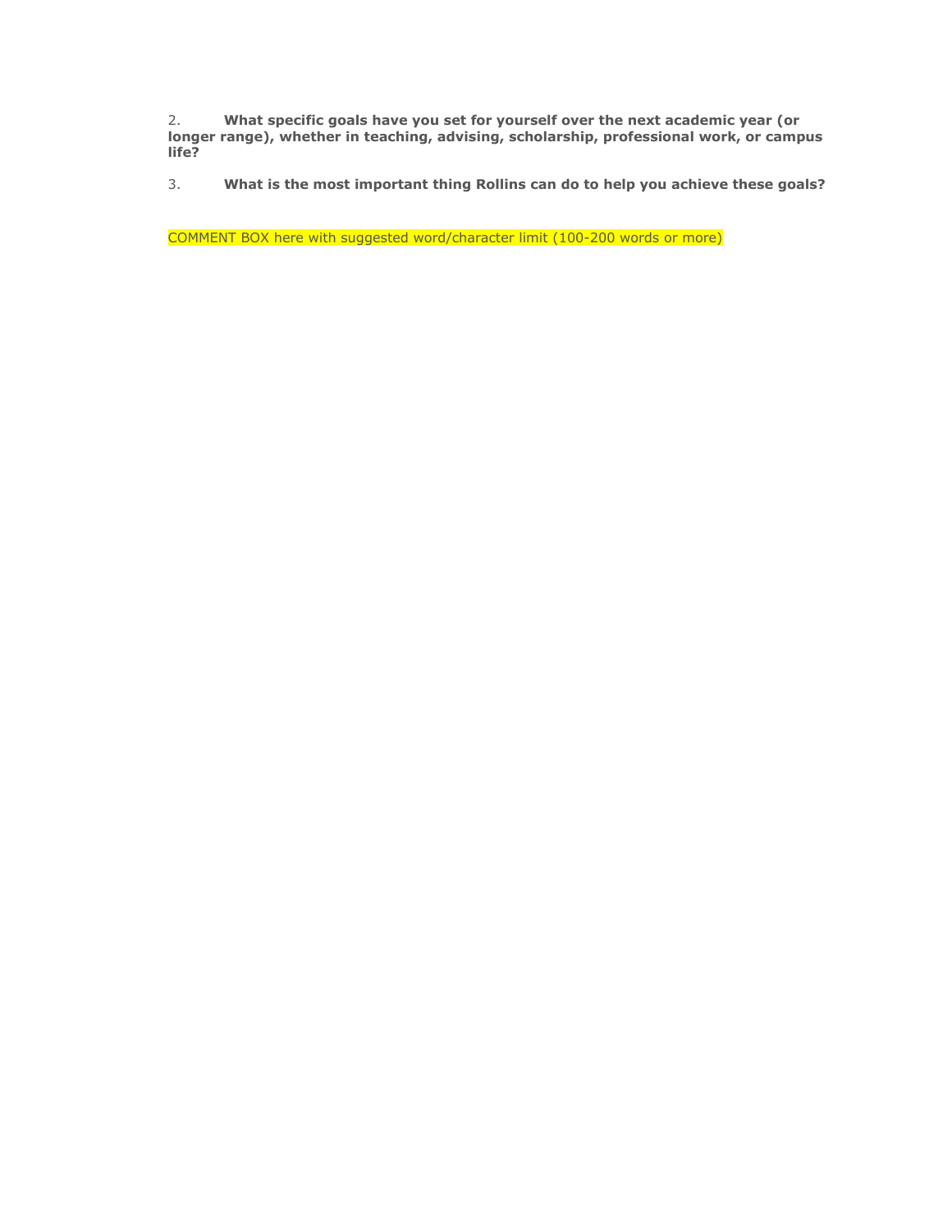2. **What specific goals have you set for yourself over the next academic year (or longer range), whether in teaching, advising, scholarship, professional work, or campus life?**

3. **What is the most important thing Rollins can do to help you achieve these goals?**

COMMENT BOX here with suggested word/character limit (100-200 words or more)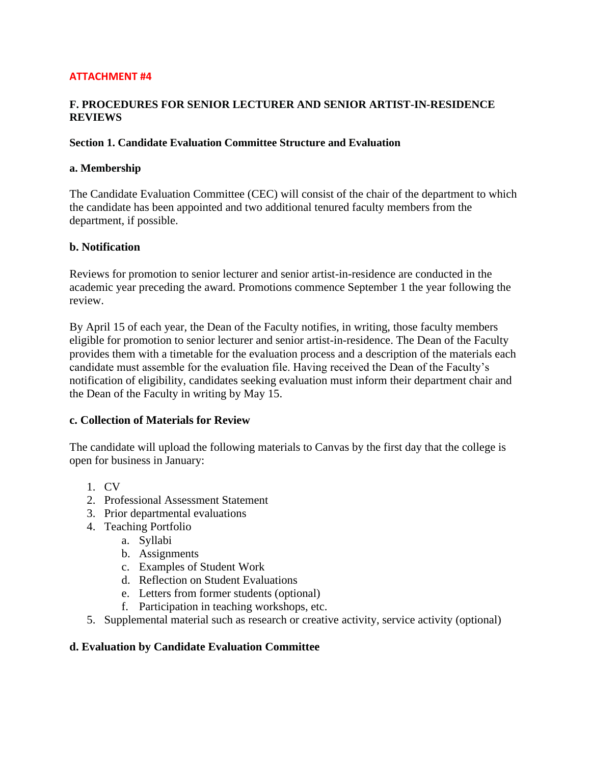**ATTACHMENT #4**

## F. PROCEDURES FOR SENIOR LECTURER AND SENIOR ARTIST-IN-RESIDENCE REVIEWS

### Section 1. Candidate Evaluation Committee Structure and Evaluation

#### a. Membership

The Candidate Evaluation Committee (CEC) will consist of the chair of the department to which the candidate has been appointed and two additional tenured faculty members from the department, if possible.

#### b. Notification

Reviews for promotion to senior lecturer and senior artist-in-residence are conducted in the academic year preceding the award. Promotions commence September 1 the year following the review.

By April 15 of each year, the Dean of the Faculty notifies, in writing, those faculty members eligible for promotion to senior lecturer and senior artist-in-residence. The Dean of the Faculty provides them with a timetable for the evaluation process and a description of the materials each candidate must assemble for the evaluation file. Having received the Dean of the Faculty's notification of eligibility, candidates seeking evaluation must inform their department chair and the Dean of the Faculty in writing by May 15.

#### c. Collection of Materials for Review

The candidate will upload the following materials to Canvas by the first day that the college is open for business in January:

1. CV
2. Professional Assessment Statement
3. Prior departmental evaluations
4. Teaching Portfolio
   a. Syllabi
   b. Assignments
   c. Examples of Student Work
   d. Reflection on Student Evaluations
   e. Letters from former students (optional)
   f. Participation in teaching workshops, etc.
5. Supplemental material such as research or creative activity, service activity (optional)

#### d. Evaluation by Candidate Evaluation Committee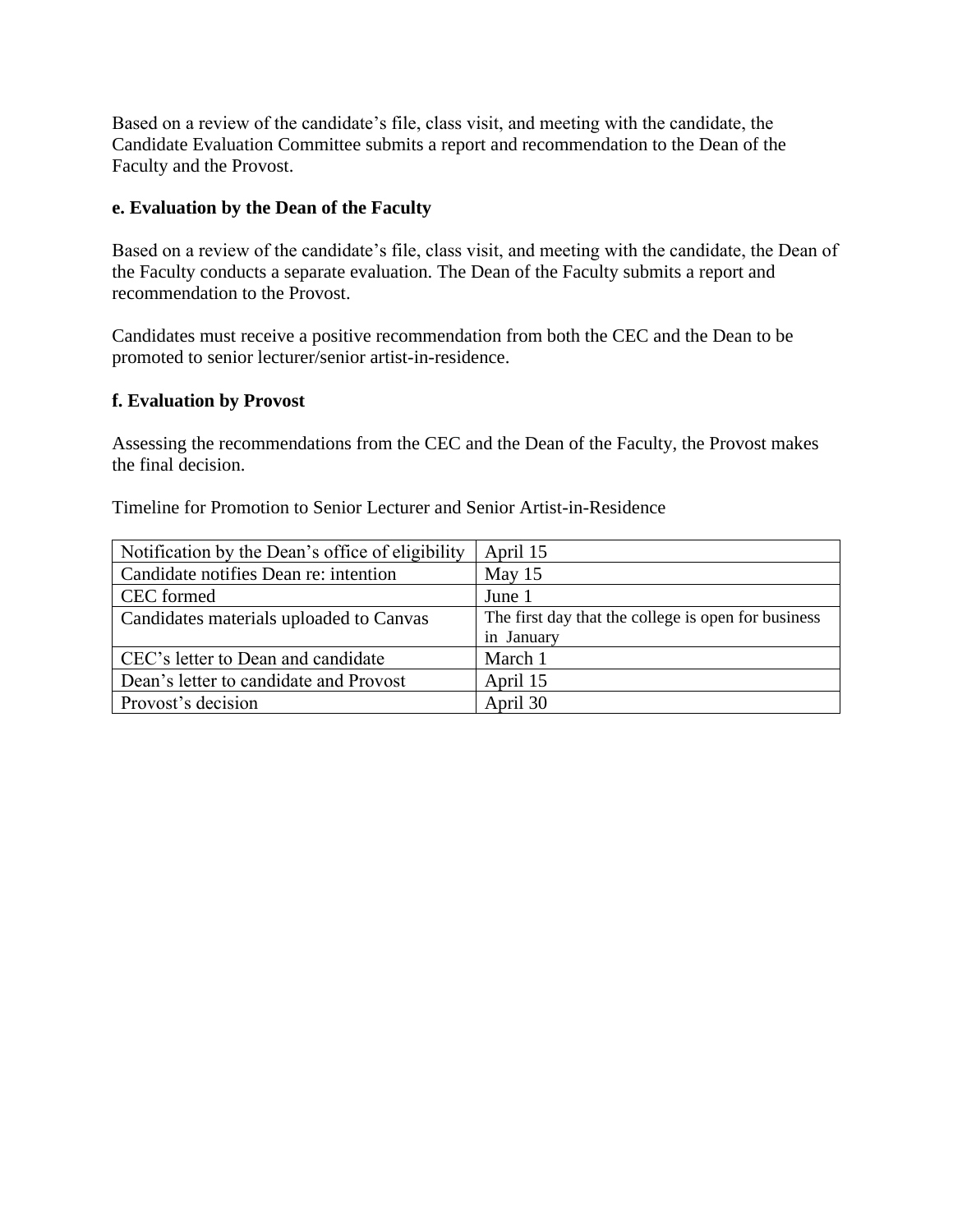Based on a review of the candidate's file, class visit, and meeting with the candidate, the Candidate Evaluation Committee submits a report and recommendation to the Dean of the Faculty and the Provost.

**e. Evaluation by the Dean of the Faculty**

Based on a review of the candidate's file, class visit, and meeting with the candidate, the Dean of the Faculty conducts a separate evaluation. The Dean of the Faculty submits a report and recommendation to the Provost.

Candidates must receive a positive recommendation from both the CEC and the Dean to be promoted to senior lecturer/senior artist-in-residence.

**f. Evaluation by Provost**

Assessing the recommendations from the CEC and the Dean of the Faculty, the Provost makes the final decision.

Timeline for Promotion to Senior Lecturer and Senior Artist-in-Residence

| | |
|---|---|
| Notification by the Dean's office of eligibility | April 15 |
| Candidate notifies Dean re: intention | May 15 |
| CEC formed | June 1 |
| Candidates materials uploaded to Canvas | The first day that the college is open for business in January |
| CEC's letter to Dean and candidate | March 1 |
| Dean's letter to candidate and Provost | April 15 |
| Provost's decision | April 30 |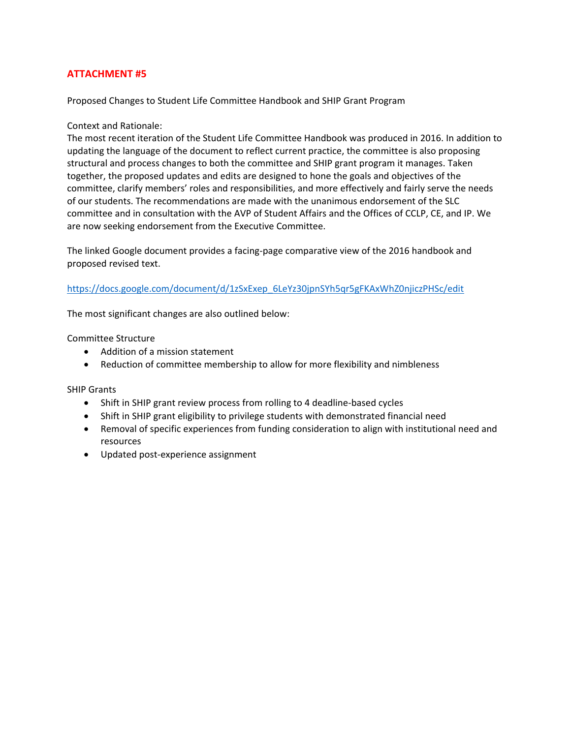## ATTACHMENT #5

Proposed Changes to Student Life Committee Handbook and SHIP Grant Program

Context and Rationale:
The most recent iteration of the Student Life Committee Handbook was produced in 2016. In addition to updating the language of the document to reflect current practice, the committee is also proposing structural and process changes to both the committee and SHIP grant program it manages. Taken together, the proposed updates and edits are designed to hone the goals and objectives of the committee, clarify members' roles and responsibilities, and more effectively and fairly serve the needs of our students. The recommendations are made with the unanimous endorsement of the SLC committee and in consultation with the AVP of Student Affairs and the Offices of CCLP, CE, and IP. We are now seeking endorsement from the Executive Committee.

The linked Google document provides a facing-page comparative view of the 2016 handbook and proposed revised text.

https://docs.google.com/document/d/1zSxExep_6LeYz30jpnSYh5qr5gFKAxWhZ0njiczPHSc/edit

The most significant changes are also outlined below:

Committee Structure

- Addition of a mission statement
- Reduction of committee membership to allow for more flexibility and nimbleness

SHIP Grants

- Shift in SHIP grant review process from rolling to 4 deadline-based cycles
- Shift in SHIP grant eligibility to privilege students with demonstrated financial need
- Removal of specific experiences from funding consideration to align with institutional need and resources
- Updated post-experience assignment